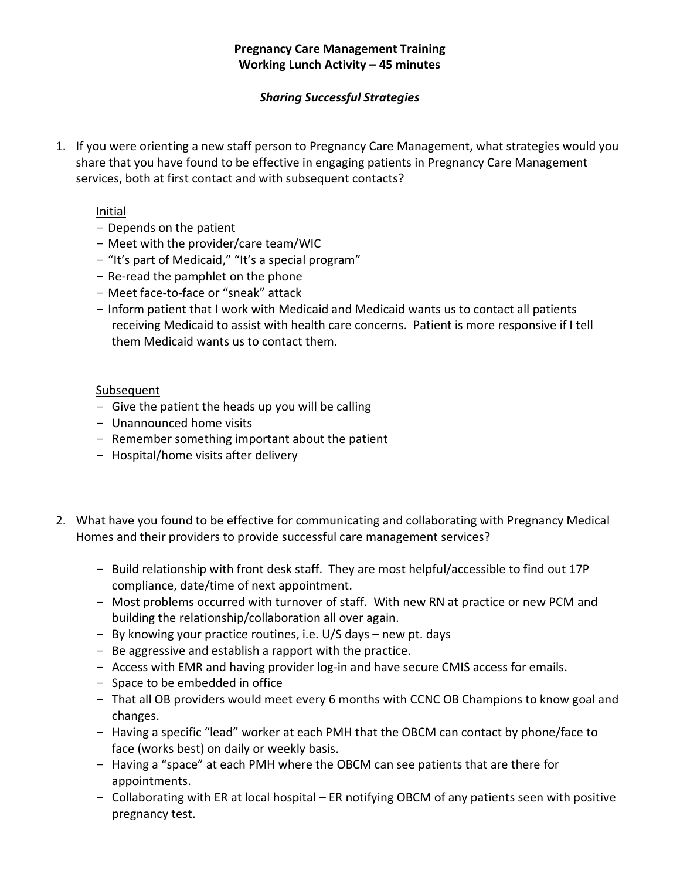**Pregnancy Care Management Training**
**Working Lunch Activity – 45 minutes**

***Sharing Successful Strategies***

1. If you were orienting a new staff person to Pregnancy Care Management, what strategies would you share that you have found to be effective in engaging patients in Pregnancy Care Management services, both at first contact and with subsequent contacts?

   Initial
   - Depends on the patient
   - Meet with the provider/care team/WIC
   - "It's part of Medicaid," "It's a special program"
   - Re-read the pamphlet on the phone
   - Meet face-to-face or "sneak" attack
   - Inform patient that I work with Medicaid and Medicaid wants us to contact all patients receiving Medicaid to assist with health care concerns. Patient is more responsive if I tell them Medicaid wants us to contact them.

   Subsequent
   - Give the patient the heads up you will be calling
   - Unannounced home visits
   - Remember something important about the patient
   - Hospital/home visits after delivery

2. What have you found to be effective for communicating and collaborating with Pregnancy Medical Homes and their providers to provide successful care management services?

   - Build relationship with front desk staff. They are most helpful/accessible to find out 17P compliance, date/time of next appointment.
   - Most problems occurred with turnover of staff. With new RN at practice or new PCM and building the relationship/collaboration all over again.
   - By knowing your practice routines, i.e. U/S days – new pt. days
   - Be aggressive and establish a rapport with the practice.
   - Access with EMR and having provider log-in and have secure CMIS access for emails.
   - Space to be embedded in office
   - That all OB providers would meet every 6 months with CCNC OB Champions to know goal and changes.
   - Having a specific "lead" worker at each PMH that the OBCM can contact by phone/face to face (works best) on daily or weekly basis.
   - Having a "space" at each PMH where the OBCM can see patients that are there for appointments.
   - Collaborating with ER at local hospital – ER notifying OBCM of any patients seen with positive pregnancy test.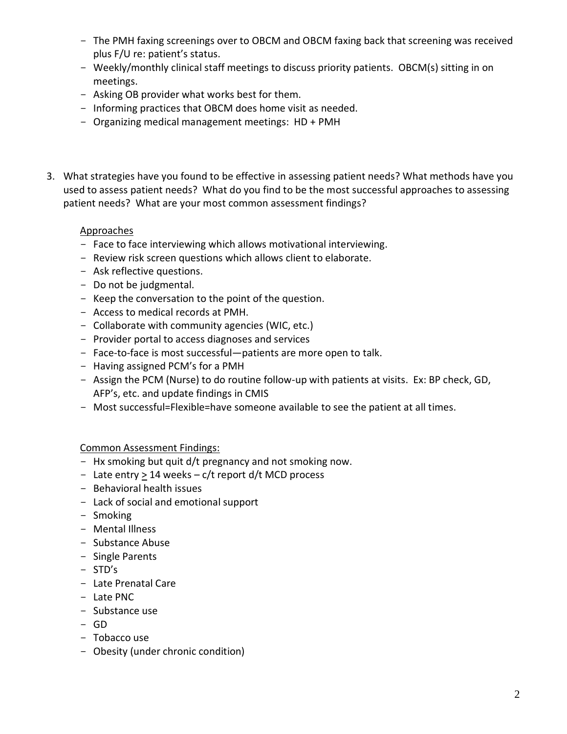- The PMH faxing screenings over to OBCM and OBCM faxing back that screening was received plus F/U re: patient's status.
- Weekly/monthly clinical staff meetings to discuss priority patients. OBCM(s) sitting in on meetings.
- Asking OB provider what works best for them.
- Informing practices that OBCM does home visit as needed.
- Organizing medical management meetings: HD + PMH

3. What strategies have you found to be effective in assessing patient needs? What methods have you used to assess patient needs? What do you find to be the most successful approaches to assessing patient needs? What are your most common assessment findings?

<u>Approaches</u>

- Face to face interviewing which allows motivational interviewing.
- Review risk screen questions which allows client to elaborate.
- Ask reflective questions.
- Do not be judgmental.
- Keep the conversation to the point of the question.
- Access to medical records at PMH.
- Collaborate with community agencies (WIC, etc.)
- Provider portal to access diagnoses and services
- Face-to-face is most successful—patients are more open to talk.
- Having assigned PCM's for a PMH
- Assign the PCM (Nurse) to do routine follow-up with patients at visits. Ex: BP check, GD, AFP's, etc. and update findings in CMIS
- Most successful=Flexible=have someone available to see the patient at all times.

<u>Common Assessment Findings:</u>

- Hx smoking but quit d/t pregnancy and not smoking now.
- Late entry ≥ 14 weeks – c/t report d/t MCD process
- Behavioral health issues
- Lack of social and emotional support
- Smoking
- Mental Illness
- Substance Abuse
- Single Parents
- STD's
- Late Prenatal Care
- Late PNC
- Substance use
- GD
- Tobacco use
- Obesity (under chronic condition)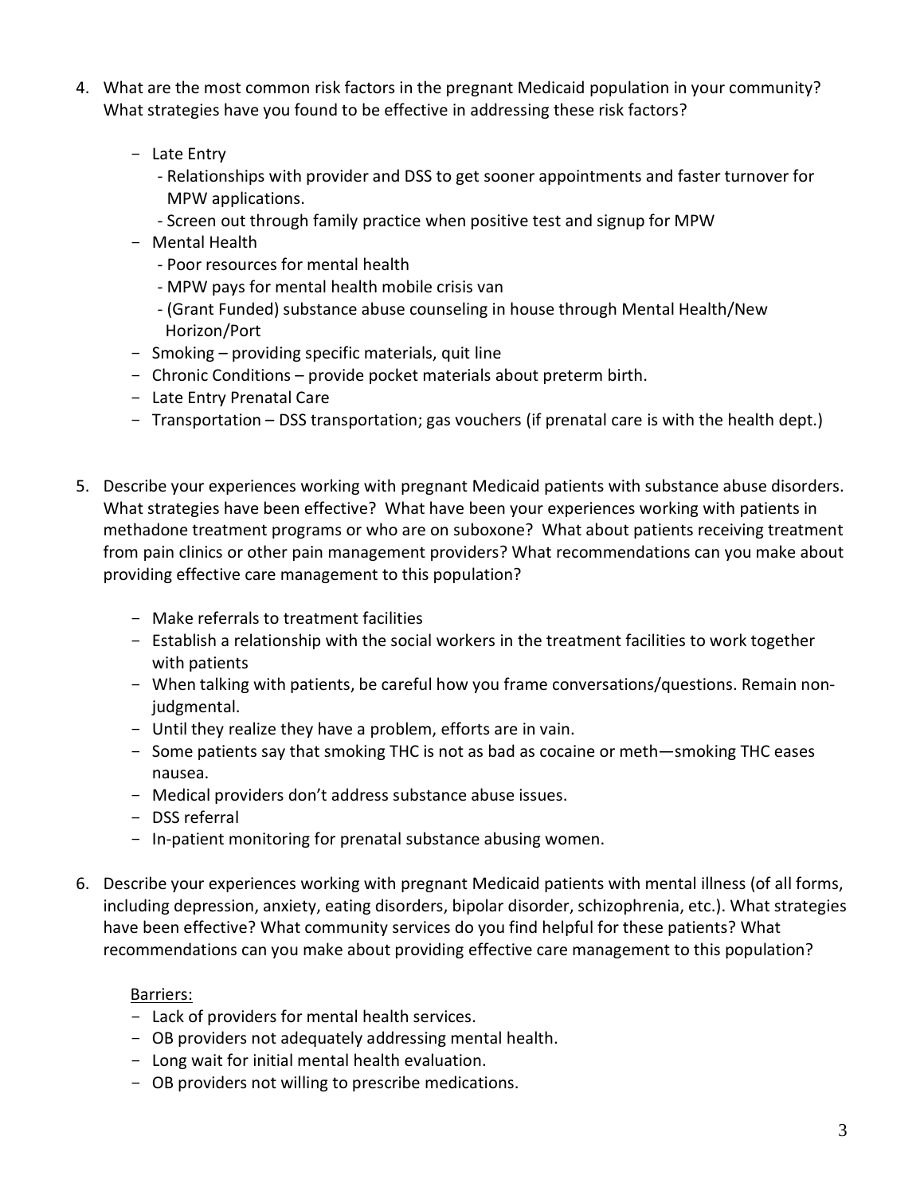4. What are the most common risk factors in the pregnant Medicaid population in your community? What strategies have you found to be effective in addressing these risk factors?

   - Late Entry
     - Relationships with provider and DSS to get sooner appointments and faster turnover for MPW applications.
     - Screen out through family practice when positive test and signup for MPW
   - Mental Health
     - Poor resources for mental health
     - MPW pays for mental health mobile crisis van
     - (Grant Funded) substance abuse counseling in house through Mental Health/New Horizon/Port
   - Smoking – providing specific materials, quit line
   - Chronic Conditions – provide pocket materials about preterm birth.
   - Late Entry Prenatal Care
   - Transportation – DSS transportation; gas vouchers (if prenatal care is with the health dept.)

5. Describe your experiences working with pregnant Medicaid patients with substance abuse disorders. What strategies have been effective? What have been your experiences working with patients in methadone treatment programs or who are on suboxone? What about patients receiving treatment from pain clinics or other pain management providers? What recommendations can you make about providing effective care management to this population?

   - Make referrals to treatment facilities
   - Establish a relationship with the social workers in the treatment facilities to work together with patients
   - When talking with patients, be careful how you frame conversations/questions. Remain non-judgmental.
   - Until they realize they have a problem, efforts are in vain.
   - Some patients say that smoking THC is not as bad as cocaine or meth—smoking THC eases nausea.
   - Medical providers don't address substance abuse issues.
   - DSS referral
   - In-patient monitoring for prenatal substance abusing women.

6. Describe your experiences working with pregnant Medicaid patients with mental illness (of all forms, including depression, anxiety, eating disorders, bipolar disorder, schizophrenia, etc.). What strategies have been effective? What community services do you find helpful for these patients? What recommendations can you make about providing effective care management to this population?

   <u>Barriers:</u>
   - Lack of providers for mental health services.
   - OB providers not adequately addressing mental health.
   - Long wait for initial mental health evaluation.
   - OB providers not willing to prescribe medications.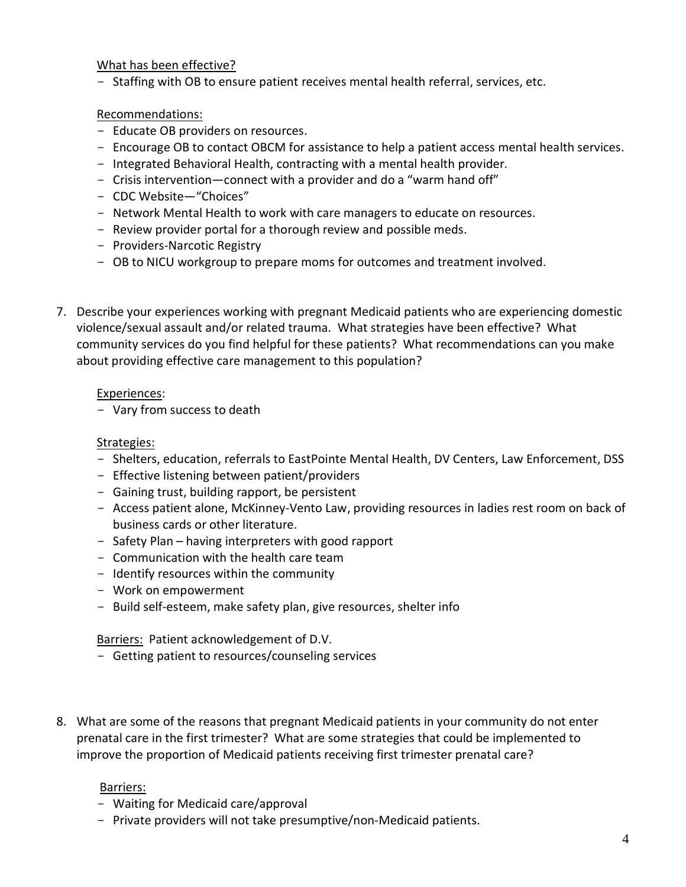What has been effective?

- Staffing with OB to ensure patient receives mental health referral, services, etc.

Recommendations:

- Educate OB providers on resources.
- Encourage OB to contact OBCM for assistance to help a patient access mental health services.
- Integrated Behavioral Health, contracting with a mental health provider.
- Crisis intervention—connect with a provider and do a "warm hand off"
- CDC Website—"Choices"
- Network Mental Health to work with care managers to educate on resources.
- Review provider portal for a thorough review and possible meds.
- Providers-Narcotic Registry
- OB to NICU workgroup to prepare moms for outcomes and treatment involved.

7. Describe your experiences working with pregnant Medicaid patients who are experiencing domestic violence/sexual assault and/or related trauma. What strategies have been effective? What community services do you find helpful for these patients? What recommendations can you make about providing effective care management to this population?

Experiences:

- Vary from success to death

Strategies:

- Shelters, education, referrals to EastPointe Mental Health, DV Centers, Law Enforcement, DSS
- Effective listening between patient/providers
- Gaining trust, building rapport, be persistent
- Access patient alone, McKinney-Vento Law, providing resources in ladies rest room on back of business cards or other literature.
- Safety Plan – having interpreters with good rapport
- Communication with the health care team
- Identify resources within the community
- Work on empowerment
- Build self-esteem, make safety plan, give resources, shelter info

Barriers: Patient acknowledgement of D.V.

- Getting patient to resources/counseling services

8. What are some of the reasons that pregnant Medicaid patients in your community do not enter prenatal care in the first trimester? What are some strategies that could be implemented to improve the proportion of Medicaid patients receiving first trimester prenatal care?

Barriers:

- Waiting for Medicaid care/approval
- Private providers will not take presumptive/non-Medicaid patients.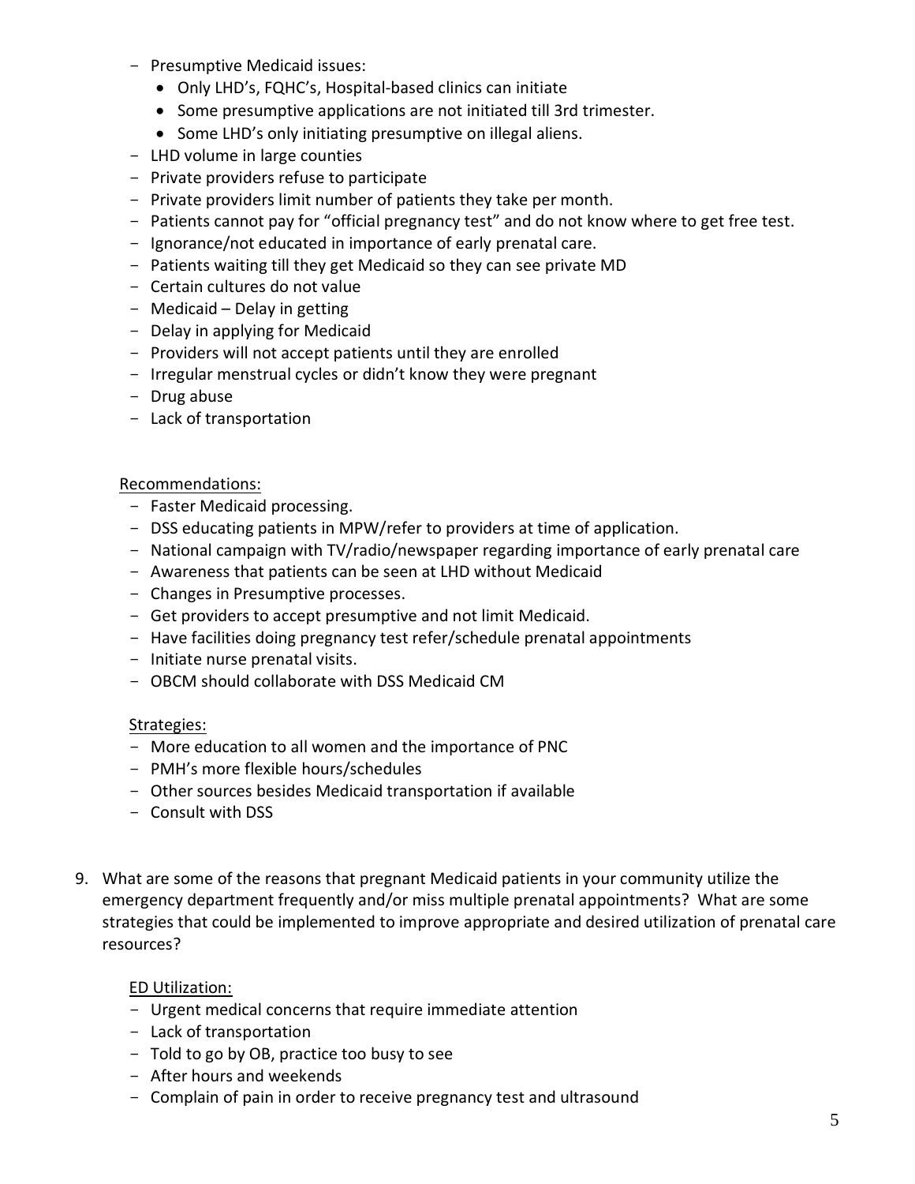- Presumptive Medicaid issues:
  - Only LHD's, FQHC's, Hospital-based clinics can initiate
  - Some presumptive applications are not initiated till 3rd trimester.
  - Some LHD's only initiating presumptive on illegal aliens.
- LHD volume in large counties
- Private providers refuse to participate
- Private providers limit number of patients they take per month.
- Patients cannot pay for "official pregnancy test" and do not know where to get free test.
- Ignorance/not educated in importance of early prenatal care.
- Patients waiting till they get Medicaid so they can see private MD
- Certain cultures do not value
- Medicaid – Delay in getting
- Delay in applying for Medicaid
- Providers will not accept patients until they are enrolled
- Irregular menstrual cycles or didn't know they were pregnant
- Drug abuse
- Lack of transportation

<u>Recommendations:</u>

- Faster Medicaid processing.
- DSS educating patients in MPW/refer to providers at time of application.
- National campaign with TV/radio/newspaper regarding importance of early prenatal care
- Awareness that patients can be seen at LHD without Medicaid
- Changes in Presumptive processes.
- Get providers to accept presumptive and not limit Medicaid.
- Have facilities doing pregnancy test refer/schedule prenatal appointments
- Initiate nurse prenatal visits.
- OBCM should collaborate with DSS Medicaid CM

<u>Strategies:</u>

- More education to all women and the importance of PNC
- PMH's more flexible hours/schedules
- Other sources besides Medicaid transportation if available
- Consult with DSS

9. What are some of the reasons that pregnant Medicaid patients in your community utilize the emergency department frequently and/or miss multiple prenatal appointments? What are some strategies that could be implemented to improve appropriate and desired utilization of prenatal care resources?

<u>ED Utilization:</u>

- Urgent medical concerns that require immediate attention
- Lack of transportation
- Told to go by OB, practice too busy to see
- After hours and weekends
- Complain of pain in order to receive pregnancy test and ultrasound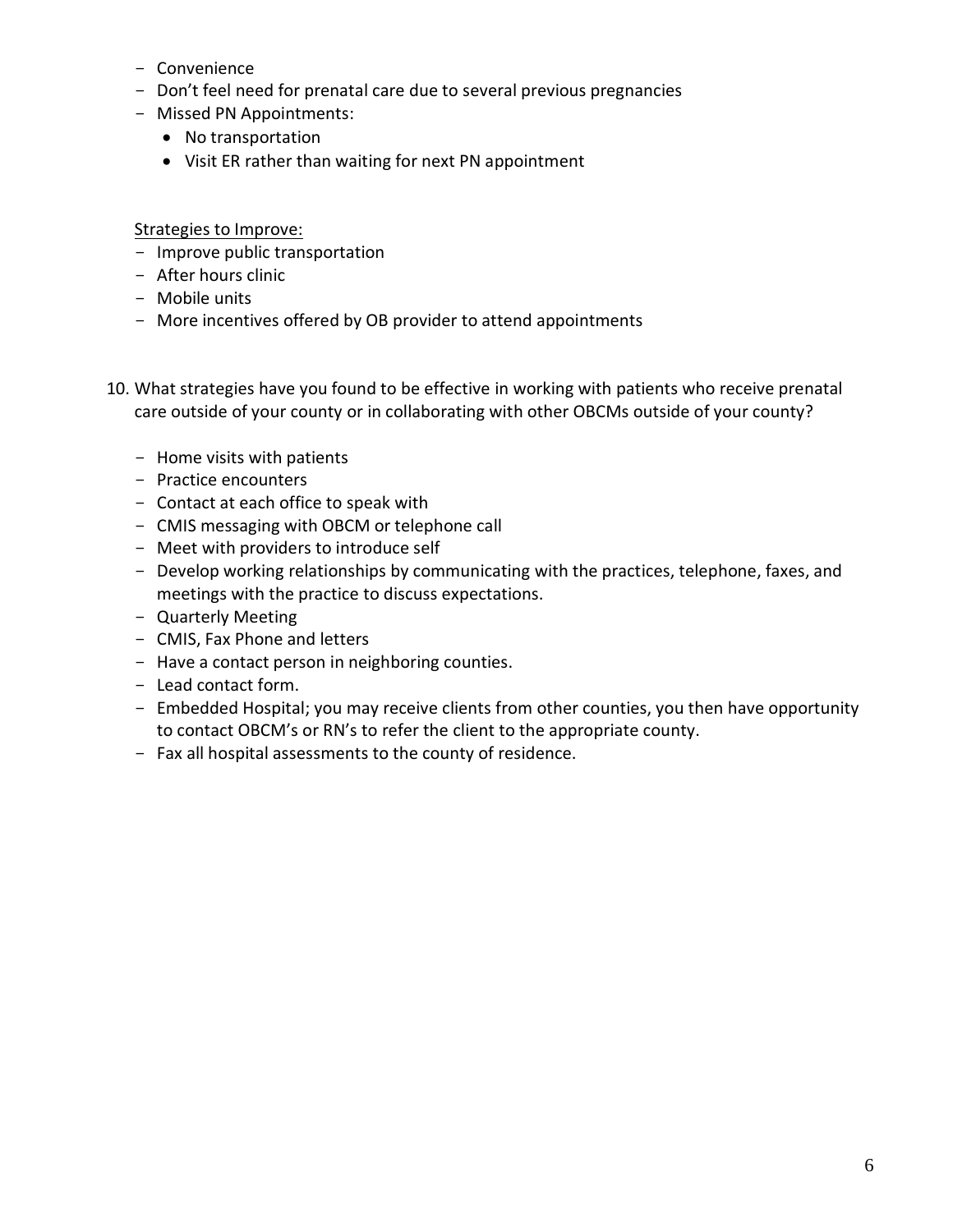- Convenience
- Don't feel need for prenatal care due to several previous pregnancies
- Missed PN Appointments:
  - No transportation
  - Visit ER rather than waiting for next PN appointment

<u>Strategies to Improve:</u>

- Improve public transportation
- After hours clinic
- Mobile units
- More incentives offered by OB provider to attend appointments

10. What strategies have you found to be effective in working with patients who receive prenatal care outside of your county or in collaborating with other OBCMs outside of your county?

    - Home visits with patients
    - Practice encounters
    - Contact at each office to speak with
    - CMIS messaging with OBCM or telephone call
    - Meet with providers to introduce self
    - Develop working relationships by communicating with the practices, telephone, faxes, and meetings with the practice to discuss expectations.
    - Quarterly Meeting
    - CMIS, Fax Phone and letters
    - Have a contact person in neighboring counties.
    - Lead contact form.
    - Embedded Hospital; you may receive clients from other counties, you then have opportunity to contact OBCM's or RN's to refer the client to the appropriate county.
    - Fax all hospital assessments to the county of residence.